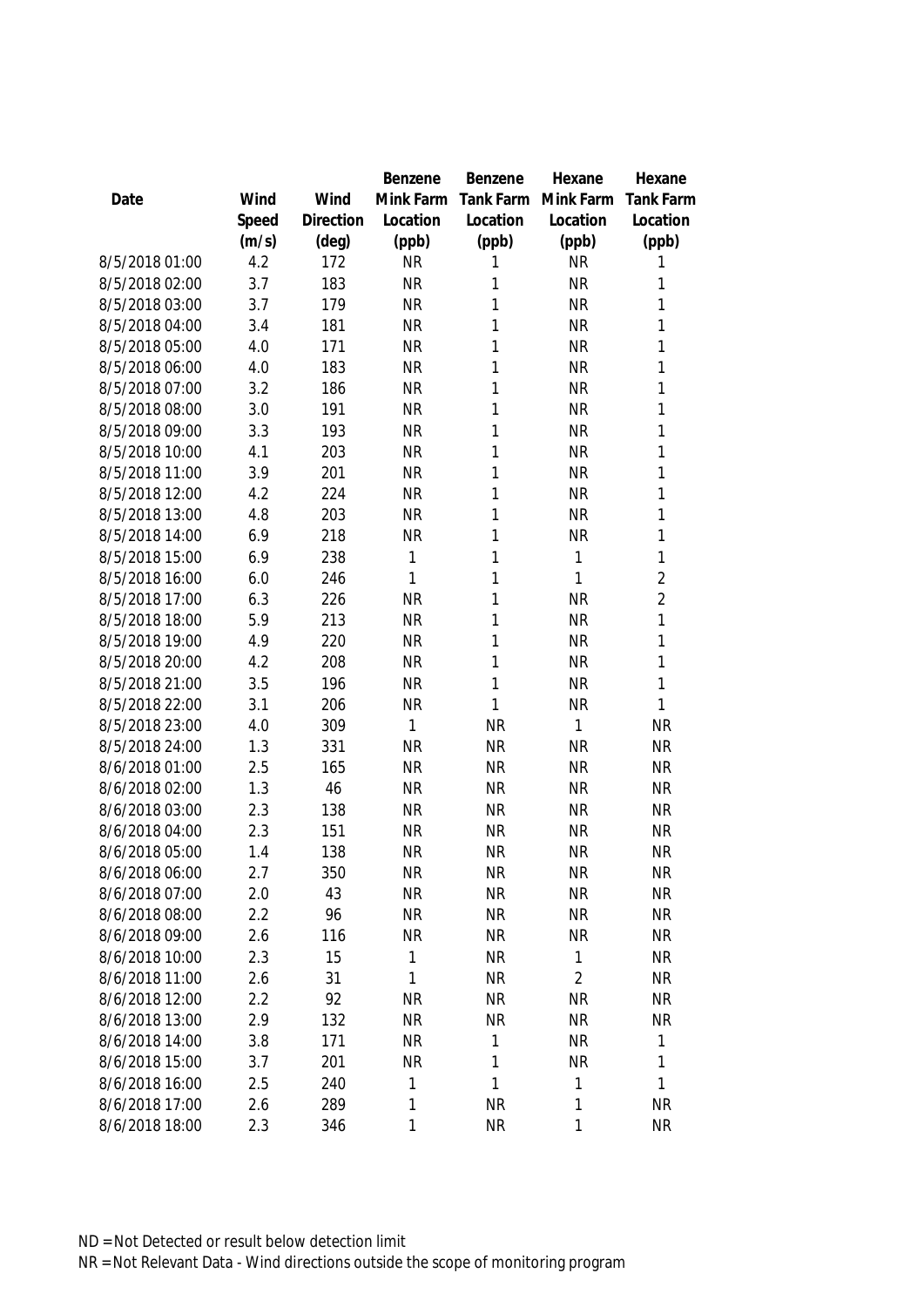| Date | Wind Speed (m/s) | Wind Direction (deg) | Benzene Mink Farm Location (ppb) | Benzene Tank Farm Location (ppb) | Hexane Mink Farm Location (ppb) | Hexane Tank Farm Location (ppb) |
|---|---|---|---|---|---|---|
| 8/5/2018 01:00 | 4.2 | 172 | NR | 1 | NR | 1 |
| 8/5/2018 02:00 | 3.7 | 183 | NR | 1 | NR | 1 |
| 8/5/2018 03:00 | 3.7 | 179 | NR | 1 | NR | 1 |
| 8/5/2018 04:00 | 3.4 | 181 | NR | 1 | NR | 1 |
| 8/5/2018 05:00 | 4.0 | 171 | NR | 1 | NR | 1 |
| 8/5/2018 06:00 | 4.0 | 183 | NR | 1 | NR | 1 |
| 8/5/2018 07:00 | 3.2 | 186 | NR | 1 | NR | 1 |
| 8/5/2018 08:00 | 3.0 | 191 | NR | 1 | NR | 1 |
| 8/5/2018 09:00 | 3.3 | 193 | NR | 1 | NR | 1 |
| 8/5/2018 10:00 | 4.1 | 203 | NR | 1 | NR | 1 |
| 8/5/2018 11:00 | 3.9 | 201 | NR | 1 | NR | 1 |
| 8/5/2018 12:00 | 4.2 | 224 | NR | 1 | NR | 1 |
| 8/5/2018 13:00 | 4.8 | 203 | NR | 1 | NR | 1 |
| 8/5/2018 14:00 | 6.9 | 218 | NR | 1 | NR | 1 |
| 8/5/2018 15:00 | 6.9 | 238 | 1 | 1 | 1 | 1 |
| 8/5/2018 16:00 | 6.0 | 246 | 1 | 1 | 1 | 2 |
| 8/5/2018 17:00 | 6.3 | 226 | NR | 1 | NR | 2 |
| 8/5/2018 18:00 | 5.9 | 213 | NR | 1 | NR | 1 |
| 8/5/2018 19:00 | 4.9 | 220 | NR | 1 | NR | 1 |
| 8/5/2018 20:00 | 4.2 | 208 | NR | 1 | NR | 1 |
| 8/5/2018 21:00 | 3.5 | 196 | NR | 1 | NR | 1 |
| 8/5/2018 22:00 | 3.1 | 206 | NR | 1 | NR | 1 |
| 8/5/2018 23:00 | 4.0 | 309 | 1 | NR | 1 | NR |
| 8/5/2018 24:00 | 1.3 | 331 | NR | NR | NR | NR |
| 8/6/2018 01:00 | 2.5 | 165 | NR | NR | NR | NR |
| 8/6/2018 02:00 | 1.3 | 46 | NR | NR | NR | NR |
| 8/6/2018 03:00 | 2.3 | 138 | NR | NR | NR | NR |
| 8/6/2018 04:00 | 2.3 | 151 | NR | NR | NR | NR |
| 8/6/2018 05:00 | 1.4 | 138 | NR | NR | NR | NR |
| 8/6/2018 06:00 | 2.7 | 350 | NR | NR | NR | NR |
| 8/6/2018 07:00 | 2.0 | 43 | NR | NR | NR | NR |
| 8/6/2018 08:00 | 2.2 | 96 | NR | NR | NR | NR |
| 8/6/2018 09:00 | 2.6 | 116 | NR | NR | NR | NR |
| 8/6/2018 10:00 | 2.3 | 15 | 1 | NR | 1 | NR |
| 8/6/2018 11:00 | 2.6 | 31 | 1 | NR | 2 | NR |
| 8/6/2018 12:00 | 2.2 | 92 | NR | NR | NR | NR |
| 8/6/2018 13:00 | 2.9 | 132 | NR | NR | NR | NR |
| 8/6/2018 14:00 | 3.8 | 171 | NR | 1 | NR | 1 |
| 8/6/2018 15:00 | 3.7 | 201 | NR | 1 | NR | 1 |
| 8/6/2018 16:00 | 2.5 | 240 | 1 | 1 | 1 | 1 |
| 8/6/2018 17:00 | 2.6 | 289 | 1 | NR | 1 | NR |
| 8/6/2018 18:00 | 2.3 | 346 | 1 | NR | 1 | NR |

ND = Not Detected or result below detection limit

NR = Not Relevant Data - Wind directions outside the scope of monitoring program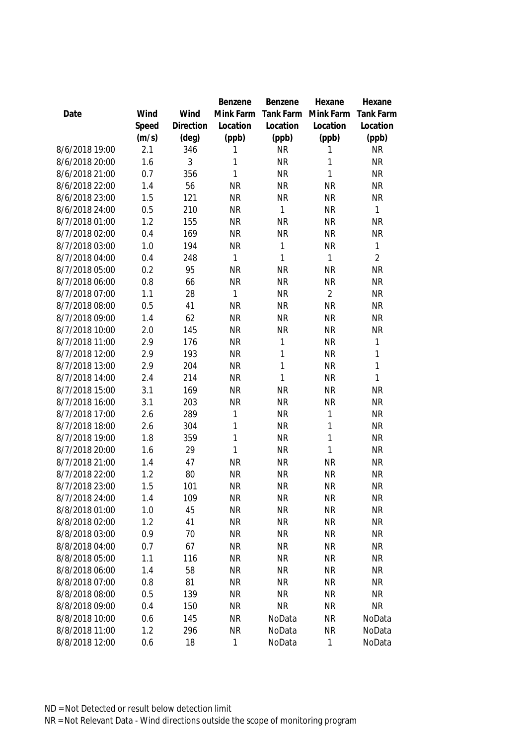| Date | Wind Speed (m/s) | Wind Direction (deg) | Benzene Mink Farm Location (ppb) | Benzene Tank Farm Location (ppb) | Hexane Mink Farm Location (ppb) | Hexane Tank Farm Location (ppb) |
|---|---|---|---|---|---|---|
| 8/6/2018 19:00 | 2.1 | 346 | 1 | NR | 1 | NR |
| 8/6/2018 20:00 | 1.6 | 3 | 1 | NR | 1 | NR |
| 8/6/2018 21:00 | 0.7 | 356 | 1 | NR | 1 | NR |
| 8/6/2018 22:00 | 1.4 | 56 | NR | NR | NR | NR |
| 8/6/2018 23:00 | 1.5 | 121 | NR | NR | NR | NR |
| 8/6/2018 24:00 | 0.5 | 210 | NR | 1 | NR | 1 |
| 8/7/2018 01:00 | 1.2 | 155 | NR | NR | NR | NR |
| 8/7/2018 02:00 | 0.4 | 169 | NR | NR | NR | NR |
| 8/7/2018 03:00 | 1.0 | 194 | NR | 1 | NR | 1 |
| 8/7/2018 04:00 | 0.4 | 248 | 1 | 1 | 1 | 2 |
| 8/7/2018 05:00 | 0.2 | 95 | NR | NR | NR | NR |
| 8/7/2018 06:00 | 0.8 | 66 | NR | NR | NR | NR |
| 8/7/2018 07:00 | 1.1 | 28 | 1 | NR | 2 | NR |
| 8/7/2018 08:00 | 0.5 | 41 | NR | NR | NR | NR |
| 8/7/2018 09:00 | 1.4 | 62 | NR | NR | NR | NR |
| 8/7/2018 10:00 | 2.0 | 145 | NR | NR | NR | NR |
| 8/7/2018 11:00 | 2.9 | 176 | NR | 1 | NR | 1 |
| 8/7/2018 12:00 | 2.9 | 193 | NR | 1 | NR | 1 |
| 8/7/2018 13:00 | 2.9 | 204 | NR | 1 | NR | 1 |
| 8/7/2018 14:00 | 2.4 | 214 | NR | 1 | NR | 1 |
| 8/7/2018 15:00 | 3.1 | 169 | NR | NR | NR | NR |
| 8/7/2018 16:00 | 3.1 | 203 | NR | NR | NR | NR |
| 8/7/2018 17:00 | 2.6 | 289 | 1 | NR | 1 | NR |
| 8/7/2018 18:00 | 2.6 | 304 | 1 | NR | 1 | NR |
| 8/7/2018 19:00 | 1.8 | 359 | 1 | NR | 1 | NR |
| 8/7/2018 20:00 | 1.6 | 29 | 1 | NR | 1 | NR |
| 8/7/2018 21:00 | 1.4 | 47 | NR | NR | NR | NR |
| 8/7/2018 22:00 | 1.2 | 80 | NR | NR | NR | NR |
| 8/7/2018 23:00 | 1.5 | 101 | NR | NR | NR | NR |
| 8/7/2018 24:00 | 1.4 | 109 | NR | NR | NR | NR |
| 8/8/2018 01:00 | 1.0 | 45 | NR | NR | NR | NR |
| 8/8/2018 02:00 | 1.2 | 41 | NR | NR | NR | NR |
| 8/8/2018 03:00 | 0.9 | 70 | NR | NR | NR | NR |
| 8/8/2018 04:00 | 0.7 | 67 | NR | NR | NR | NR |
| 8/8/2018 05:00 | 1.1 | 116 | NR | NR | NR | NR |
| 8/8/2018 06:00 | 1.4 | 58 | NR | NR | NR | NR |
| 8/8/2018 07:00 | 0.8 | 81 | NR | NR | NR | NR |
| 8/8/2018 08:00 | 0.5 | 139 | NR | NR | NR | NR |
| 8/8/2018 09:00 | 0.4 | 150 | NR | NR | NR | NR |
| 8/8/2018 10:00 | 0.6 | 145 | NR | NoData | NR | NoData |
| 8/8/2018 11:00 | 1.2 | 296 | NR | NoData | NR | NoData |
| 8/8/2018 12:00 | 0.6 | 18 | 1 | NoData | 1 | NoData |

ND = Not Detected or result below detection limit

NR = Not Relevant Data - Wind directions outside the scope of monitoring program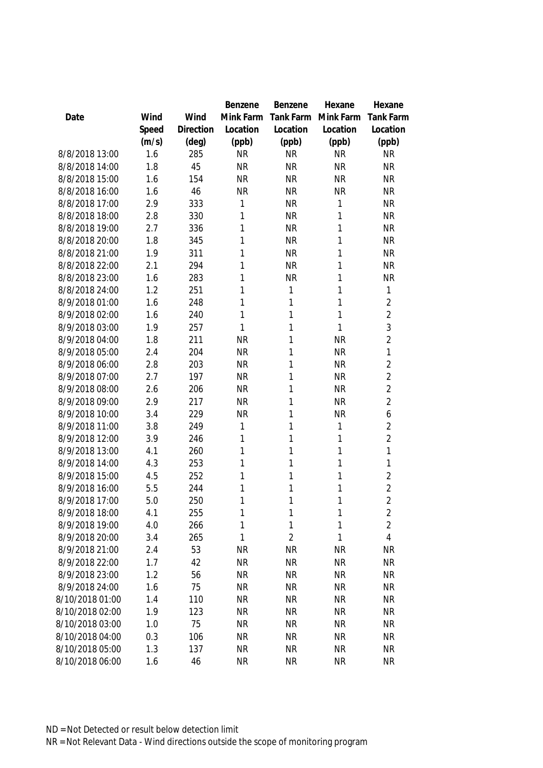| Date | Wind Speed (m/s) | Wind Direction (deg) | Benzene Mink Farm Location (ppb) | Benzene Tank Farm Location (ppb) | Hexane Mink Farm Location (ppb) | Hexane Tank Farm Location (ppb) |
|---|---|---|---|---|---|---|
| 8/8/2018 13:00 | 1.6 | 285 | NR | NR | NR | NR |
| 8/8/2018 14:00 | 1.8 | 45 | NR | NR | NR | NR |
| 8/8/2018 15:00 | 1.6 | 154 | NR | NR | NR | NR |
| 8/8/2018 16:00 | 1.6 | 46 | NR | NR | NR | NR |
| 8/8/2018 17:00 | 2.9 | 333 | 1 | NR | 1 | NR |
| 8/8/2018 18:00 | 2.8 | 330 | 1 | NR | 1 | NR |
| 8/8/2018 19:00 | 2.7 | 336 | 1 | NR | 1 | NR |
| 8/8/2018 20:00 | 1.8 | 345 | 1 | NR | 1 | NR |
| 8/8/2018 21:00 | 1.9 | 311 | 1 | NR | 1 | NR |
| 8/8/2018 22:00 | 2.1 | 294 | 1 | NR | 1 | NR |
| 8/8/2018 23:00 | 1.6 | 283 | 1 | NR | 1 | NR |
| 8/8/2018 24:00 | 1.2 | 251 | 1 | 1 | 1 | 1 |
| 8/9/2018 01:00 | 1.6 | 248 | 1 | 1 | 1 | 2 |
| 8/9/2018 02:00 | 1.6 | 240 | 1 | 1 | 1 | 2 |
| 8/9/2018 03:00 | 1.9 | 257 | 1 | 1 | 1 | 3 |
| 8/9/2018 04:00 | 1.8 | 211 | NR | 1 | NR | 2 |
| 8/9/2018 05:00 | 2.4 | 204 | NR | 1 | NR | 1 |
| 8/9/2018 06:00 | 2.8 | 203 | NR | 1 | NR | 2 |
| 8/9/2018 07:00 | 2.7 | 197 | NR | 1 | NR | 2 |
| 8/9/2018 08:00 | 2.6 | 206 | NR | 1 | NR | 2 |
| 8/9/2018 09:00 | 2.9 | 217 | NR | 1 | NR | 2 |
| 8/9/2018 10:00 | 3.4 | 229 | NR | 1 | NR | 6 |
| 8/9/2018 11:00 | 3.8 | 249 | 1 | 1 | 1 | 2 |
| 8/9/2018 12:00 | 3.9 | 246 | 1 | 1 | 1 | 2 |
| 8/9/2018 13:00 | 4.1 | 260 | 1 | 1 | 1 | 1 |
| 8/9/2018 14:00 | 4.3 | 253 | 1 | 1 | 1 | 1 |
| 8/9/2018 15:00 | 4.5 | 252 | 1 | 1 | 1 | 2 |
| 8/9/2018 16:00 | 5.5 | 244 | 1 | 1 | 1 | 2 |
| 8/9/2018 17:00 | 5.0 | 250 | 1 | 1 | 1 | 2 |
| 8/9/2018 18:00 | 4.1 | 255 | 1 | 1 | 1 | 2 |
| 8/9/2018 19:00 | 4.0 | 266 | 1 | 1 | 1 | 2 |
| 8/9/2018 20:00 | 3.4 | 265 | 1 | 2 | 1 | 4 |
| 8/9/2018 21:00 | 2.4 | 53 | NR | NR | NR | NR |
| 8/9/2018 22:00 | 1.7 | 42 | NR | NR | NR | NR |
| 8/9/2018 23:00 | 1.2 | 56 | NR | NR | NR | NR |
| 8/9/2018 24:00 | 1.6 | 75 | NR | NR | NR | NR |
| 8/10/2018 01:00 | 1.4 | 110 | NR | NR | NR | NR |
| 8/10/2018 02:00 | 1.9 | 123 | NR | NR | NR | NR |
| 8/10/2018 03:00 | 1.0 | 75 | NR | NR | NR | NR |
| 8/10/2018 04:00 | 0.3 | 106 | NR | NR | NR | NR |
| 8/10/2018 05:00 | 1.3 | 137 | NR | NR | NR | NR |
| 8/10/2018 06:00 | 1.6 | 46 | NR | NR | NR | NR |

ND = Not Detected or result below detection limit

NR = Not Relevant Data - Wind directions outside the scope of monitoring program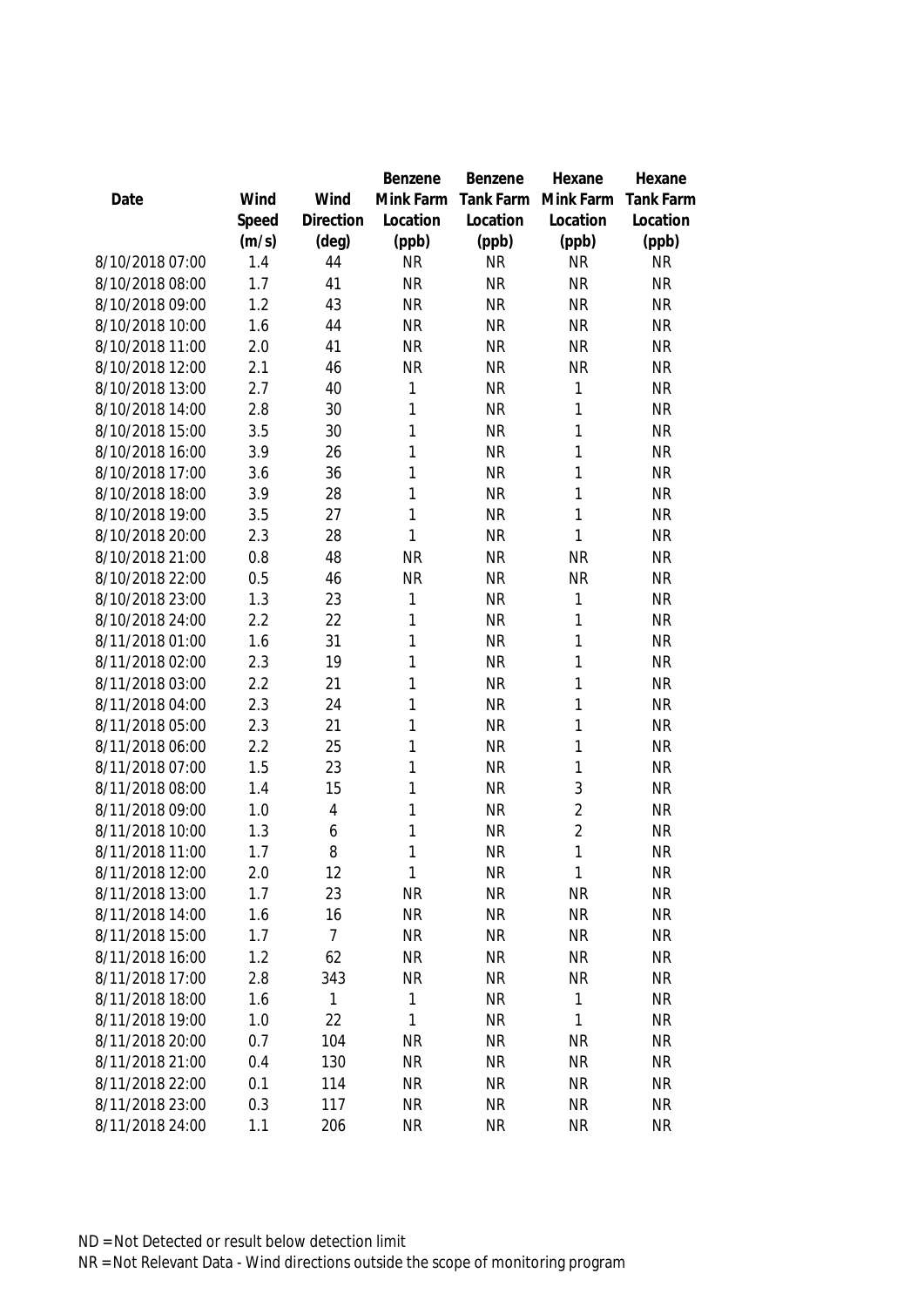| Date | Wind Speed (m/s) | Wind Direction (deg) | Benzene Mink Farm Location (ppb) | Benzene Tank Farm Location (ppb) | Hexane Mink Farm Location (ppb) | Hexane Tank Farm Location (ppb) |
|---|---|---|---|---|---|---|
| 8/10/2018 07:00 | 1.4 | 44 | NR | NR | NR | NR |
| 8/10/2018 08:00 | 1.7 | 41 | NR | NR | NR | NR |
| 8/10/2018 09:00 | 1.2 | 43 | NR | NR | NR | NR |
| 8/10/2018 10:00 | 1.6 | 44 | NR | NR | NR | NR |
| 8/10/2018 11:00 | 2.0 | 41 | NR | NR | NR | NR |
| 8/10/2018 12:00 | 2.1 | 46 | NR | NR | NR | NR |
| 8/10/2018 13:00 | 2.7 | 40 | 1 | NR | 1 | NR |
| 8/10/2018 14:00 | 2.8 | 30 | 1 | NR | 1 | NR |
| 8/10/2018 15:00 | 3.5 | 30 | 1 | NR | 1 | NR |
| 8/10/2018 16:00 | 3.9 | 26 | 1 | NR | 1 | NR |
| 8/10/2018 17:00 | 3.6 | 36 | 1 | NR | 1 | NR |
| 8/10/2018 18:00 | 3.9 | 28 | 1 | NR | 1 | NR |
| 8/10/2018 19:00 | 3.5 | 27 | 1 | NR | 1 | NR |
| 8/10/2018 20:00 | 2.3 | 28 | 1 | NR | 1 | NR |
| 8/10/2018 21:00 | 0.8 | 48 | NR | NR | NR | NR |
| 8/10/2018 22:00 | 0.5 | 46 | NR | NR | NR | NR |
| 8/10/2018 23:00 | 1.3 | 23 | 1 | NR | 1 | NR |
| 8/10/2018 24:00 | 2.2 | 22 | 1 | NR | 1 | NR |
| 8/11/2018 01:00 | 1.6 | 31 | 1 | NR | 1 | NR |
| 8/11/2018 02:00 | 2.3 | 19 | 1 | NR | 1 | NR |
| 8/11/2018 03:00 | 2.2 | 21 | 1 | NR | 1 | NR |
| 8/11/2018 04:00 | 2.3 | 24 | 1 | NR | 1 | NR |
| 8/11/2018 05:00 | 2.3 | 21 | 1 | NR | 1 | NR |
| 8/11/2018 06:00 | 2.2 | 25 | 1 | NR | 1 | NR |
| 8/11/2018 07:00 | 1.5 | 23 | 1 | NR | 1 | NR |
| 8/11/2018 08:00 | 1.4 | 15 | 1 | NR | 3 | NR |
| 8/11/2018 09:00 | 1.0 | 4 | 1 | NR | 2 | NR |
| 8/11/2018 10:00 | 1.3 | 6 | 1 | NR | 2 | NR |
| 8/11/2018 11:00 | 1.7 | 8 | 1 | NR | 1 | NR |
| 8/11/2018 12:00 | 2.0 | 12 | 1 | NR | 1 | NR |
| 8/11/2018 13:00 | 1.7 | 23 | NR | NR | NR | NR |
| 8/11/2018 14:00 | 1.6 | 16 | NR | NR | NR | NR |
| 8/11/2018 15:00 | 1.7 | 7 | NR | NR | NR | NR |
| 8/11/2018 16:00 | 1.2 | 62 | NR | NR | NR | NR |
| 8/11/2018 17:00 | 2.8 | 343 | NR | NR | NR | NR |
| 8/11/2018 18:00 | 1.6 | 1 | 1 | NR | 1 | NR |
| 8/11/2018 19:00 | 1.0 | 22 | 1 | NR | 1 | NR |
| 8/11/2018 20:00 | 0.7 | 104 | NR | NR | NR | NR |
| 8/11/2018 21:00 | 0.4 | 130 | NR | NR | NR | NR |
| 8/11/2018 22:00 | 0.1 | 114 | NR | NR | NR | NR |
| 8/11/2018 23:00 | 0.3 | 117 | NR | NR | NR | NR |
| 8/11/2018 24:00 | 1.1 | 206 | NR | NR | NR | NR |

ND = Not Detected or result below detection limit

NR = Not Relevant Data - Wind directions outside the scope of monitoring program